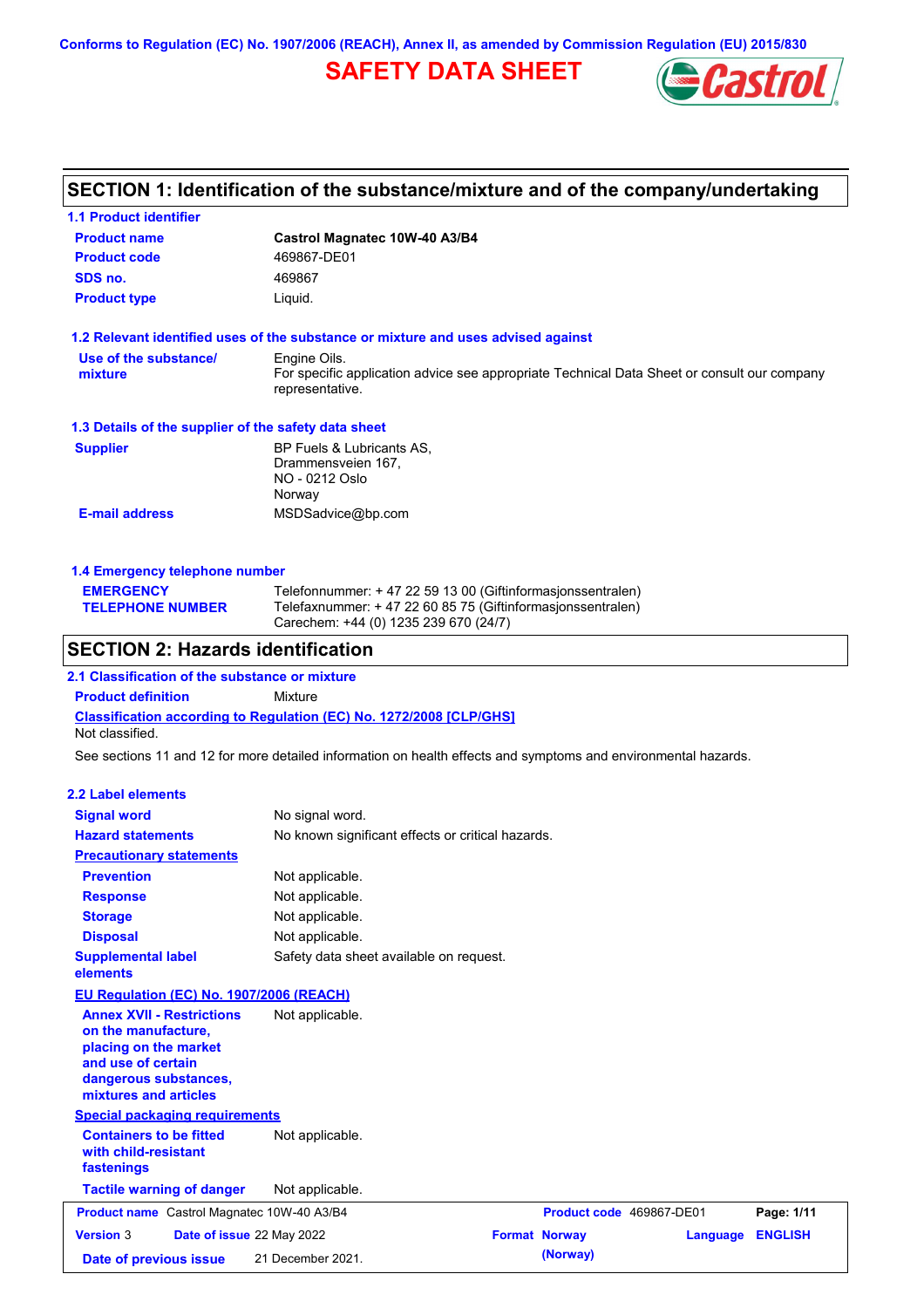Conforms to Regulation (EC) No. 1907/2006 (REACH), Annex II, as amended by Commission Regulation (EU) 2015/830

# SAFETY DATA SHEET

## SECTION 1: Identification of the substance/mixture and of the company/undertaking

### 1.1 Product identifier

| | |
|---|---|
| **Product name** | **Castrol Magnatec 10W-40 A3/B4** |
| **Product code** | 469867-DE01 |
| **SDS no.** | 469867 |
| **Product type** | Liquid. |

### 1.2 Relevant identified uses of the substance or mixture and uses advised against

| | |
|---|---|
| **Use of the substance/ mixture** | Engine Oils. For specific application advice see appropriate Technical Data Sheet or consult our company representative. |

### 1.3 Details of the supplier of the safety data sheet

| | |
|---|---|
| **Supplier** | BP Fuels & Lubricants AS, Drammensveien 167, NO - 0212 Oslo Norway |
| **E-mail address** | MSDSadvice@bp.com |

### 1.4 Emergency telephone number

| | |
|---|---|
| **EMERGENCY TELEPHONE NUMBER** | Telefonnummer: + 47 22 59 13 00 (Giftinformasjonssentralen)<br>Telefaxnummer: + 47 22 60 85 75 (Giftinformasjonssentralen)<br>Carechem: +44 (0) 1235 239 670 (24/7) |

## SECTION 2: Hazards identification

### 2.1 Classification of the substance or mixture

**Product definition** Mixture

**Classification according to Regulation (EC) No. 1272/2008 [CLP/GHS]**

Not classified.

See sections 11 and 12 for more detailed information on health effects and symptoms and environmental hazards.

### 2.2 Label elements

| | |
|---|---|
| **Signal word** | No signal word. |
| **Hazard statements** | No known significant effects or critical hazards. |
| **Precautionary statements** | |
| **Prevention** | Not applicable. |
| **Response** | Not applicable. |
| **Storage** | Not applicable. |
| **Disposal** | Not applicable. |
| **Supplemental label elements** | Safety data sheet available on request. |

**EU Regulation (EC) No. 1907/2006 (REACH)**

| | |
|---|---|
| **Annex XVII - Restrictions on the manufacture, placing on the market and use of certain dangerous substances, mixtures and articles** | Not applicable. |

**Special packaging requirements**

| | |
|---|---|
| **Containers to be fitted with child-resistant fastenings** | Not applicable. |
| **Tactile warning of danger** | Not applicable. |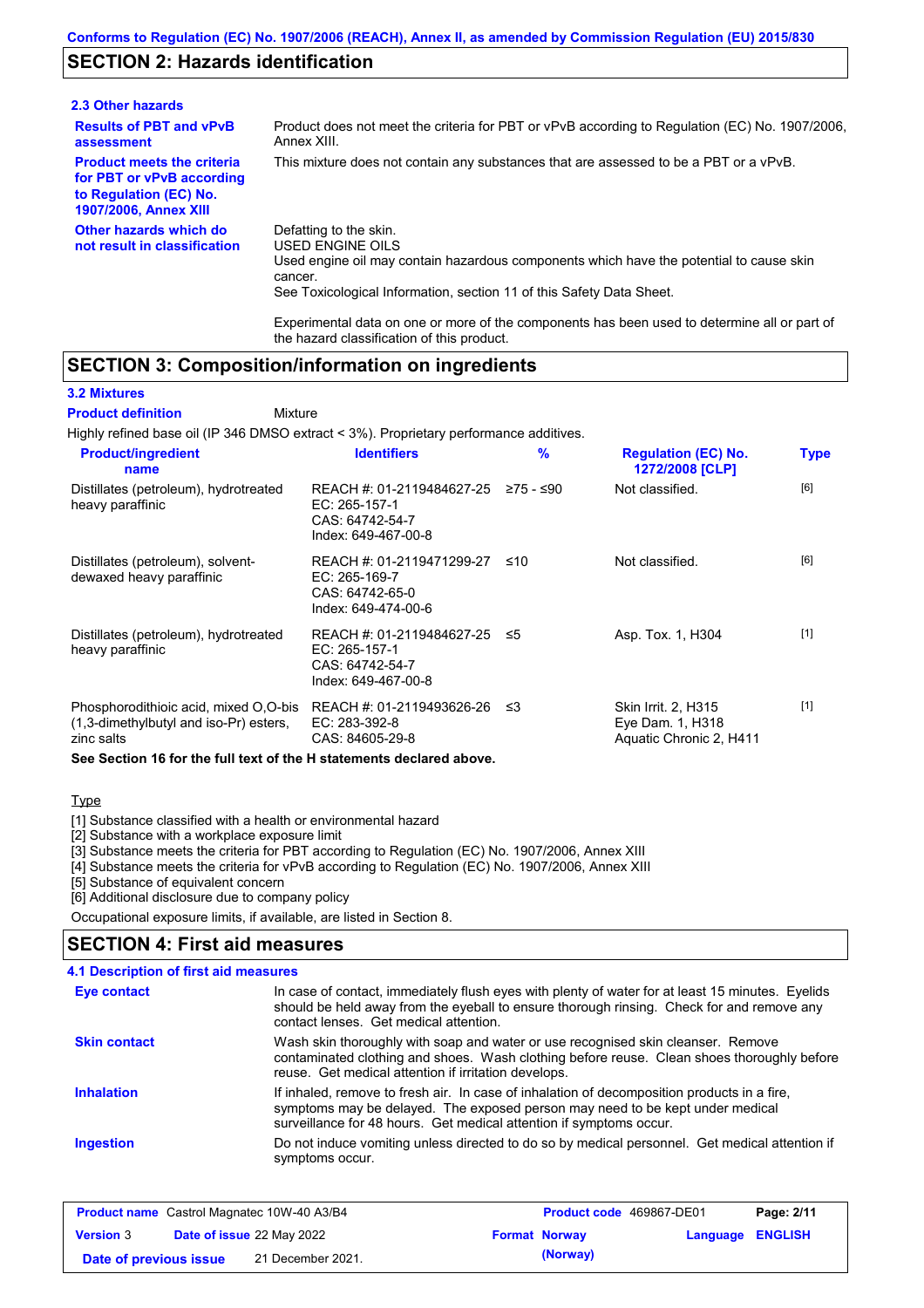Conforms to Regulation (EC) No. 1907/2006 (REACH), Annex II, as amended by Commission Regulation (EU) 2015/830

## SECTION 2: Hazards identification

### 2.3 Other hazards

**Results of PBT and vPvB assessment**
Product does not meet the criteria for PBT or vPvB according to Regulation (EC) No. 1907/2006, Annex XIII.

**Product meets the criteria for PBT or vPvB according to Regulation (EC) No. 1907/2006, Annex XIII**
This mixture does not contain any substances that are assessed to be a PBT or a vPvB.

**Other hazards which do not result in classification**
Defatting to the skin.
USED ENGINE OILS
Used engine oil may contain hazardous components which have the potential to cause skin cancer.
See Toxicological Information, section 11 of this Safety Data Sheet.

Experimental data on one or more of the components has been used to determine all or part of the hazard classification of this product.

## SECTION 3: Composition/information on ingredients

### 3.2 Mixtures

**Product definition** Mixture

Highly refined base oil (IP 346 DMSO extract < 3%). Proprietary performance additives.

| Product/ingredient name | Identifiers | % | Regulation (EC) No. 1272/2008 [CLP] | Type |
|---|---|---|---|---|
| Distillates (petroleum), hydrotreated heavy paraffinic | REACH #: 01-2119484627-25<br>EC: 265-157-1<br>CAS: 64742-54-7<br>Index: 649-467-00-8 | ≥75 - ≤90 | Not classified. | [6] |
| Distillates (petroleum), solvent-dewaxed heavy paraffinic | REACH #: 01-2119471299-27<br>EC: 265-169-7<br>CAS: 64742-65-0<br>Index: 649-474-00-6 | ≤10 | Not classified. | [6] |
| Distillates (petroleum), hydrotreated heavy paraffinic | REACH #: 01-2119484627-25<br>EC: 265-157-1<br>CAS: 64742-54-7<br>Index: 649-467-00-8 | ≤5 | Asp. Tox. 1, H304 | [1] |
| Phosphorodithioic acid, mixed O,O-bis (1,3-dimethylbutyl and iso-Pr) esters, zinc salts | REACH #: 01-2119493626-26<br>EC: 283-392-8<br>CAS: 84605-29-8 | ≤3 | Skin Irrit. 2, H315<br>Eye Dam. 1, H318<br>Aquatic Chronic 2, H411 | [1] |

**See Section 16 for the full text of the H statements declared above.**

Type

[1] Substance classified with a health or environmental hazard
[2] Substance with a workplace exposure limit
[3] Substance meets the criteria for PBT according to Regulation (EC) No. 1907/2006, Annex XIII
[4] Substance meets the criteria for vPvB according to Regulation (EC) No. 1907/2006, Annex XIII
[5] Substance of equivalent concern
[6] Additional disclosure due to company policy

Occupational exposure limits, if available, are listed in Section 8.

## SECTION 4: First aid measures

### 4.1 Description of first aid measures

**Eye contact**
In case of contact, immediately flush eyes with plenty of water for at least 15 minutes. Eyelids should be held away from the eyeball to ensure thorough rinsing. Check for and remove any contact lenses. Get medical attention.

**Skin contact**
Wash skin thoroughly with soap and water or use recognised skin cleanser. Remove contaminated clothing and shoes. Wash clothing before reuse. Clean shoes thoroughly before reuse. Get medical attention if irritation develops.

**Inhalation**
If inhaled, remove to fresh air. In case of inhalation of decomposition products in a fire, symptoms may be delayed. The exposed person may need to be kept under medical surveillance for 48 hours. Get medical attention if symptoms occur.

**Ingestion**
Do not induce vomiting unless directed to do so by medical personnel. Get medical attention if symptoms occur.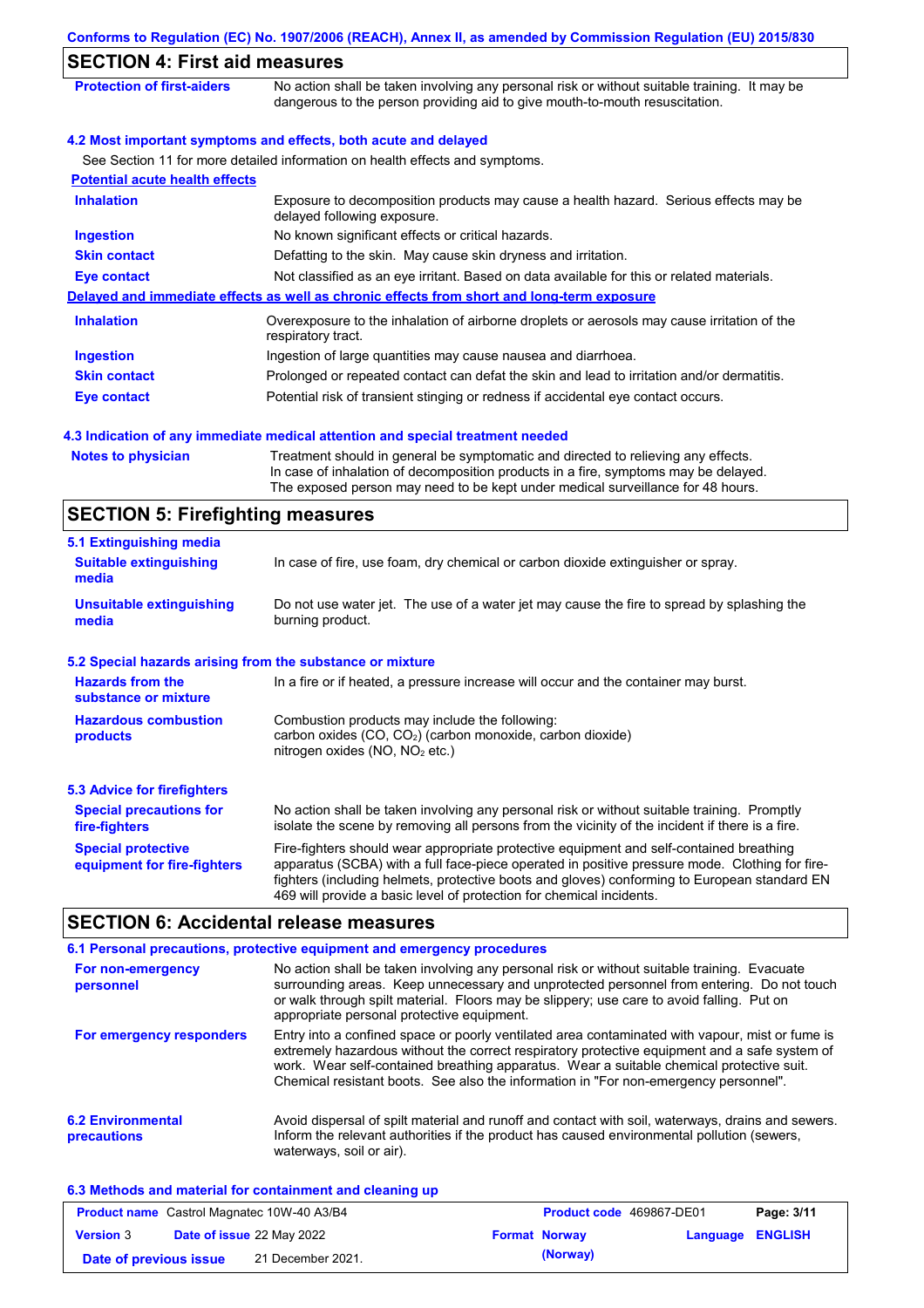## SECTION 4: First aid measures

| | |
|---|---|
| **Protection of first-aiders** | No action shall be taken involving any personal risk or without suitable training. It may be dangerous to the person providing aid to give mouth-to-mouth resuscitation. |

### 4.2 Most important symptoms and effects, both acute and delayed

See Section 11 for more detailed information on health effects and symptoms.

**Potential acute health effects**

| | |
|---|---|
| **Inhalation** | Exposure to decomposition products may cause a health hazard. Serious effects may be delayed following exposure. |
| **Ingestion** | No known significant effects or critical hazards. |
| **Skin contact** | Defatting to the skin. May cause skin dryness and irritation. |
| **Eye contact** | Not classified as an eye irritant. Based on data available for this or related materials. |

**Delayed and immediate effects as well as chronic effects from short and long-term exposure**

| | |
|---|---|
| **Inhalation** | Overexposure to the inhalation of airborne droplets or aerosols may cause irritation of the respiratory tract. |
| **Ingestion** | Ingestion of large quantities may cause nausea and diarrhoea. |
| **Skin contact** | Prolonged or repeated contact can defat the skin and lead to irritation and/or dermatitis. |
| **Eye contact** | Potential risk of transient stinging or redness if accidental eye contact occurs. |

### 4.3 Indication of any immediate medical attention and special treatment needed

| | |
|---|---|
| **Notes to physician** | Treatment should in general be symptomatic and directed to relieving any effects. In case of inhalation of decomposition products in a fire, symptoms may be delayed. The exposed person may need to be kept under medical surveillance for 48 hours. |

## SECTION 5: Firefighting measures

### 5.1 Extinguishing media

| | |
|---|---|
| **Suitable extinguishing media** | In case of fire, use foam, dry chemical or carbon dioxide extinguisher or spray. |
| **Unsuitable extinguishing media** | Do not use water jet. The use of a water jet may cause the fire to spread by splashing the burning product. |

### 5.2 Special hazards arising from the substance or mixture

| | |
|---|---|
| **Hazards from the substance or mixture** | In a fire or if heated, a pressure increase will occur and the container may burst. |
| **Hazardous combustion products** | Combustion products may include the following: carbon oxides ($CO$, $CO_2$) (carbon monoxide, carbon dioxide) nitrogen oxides ($NO$, $NO_2$ etc.) |

### 5.3 Advice for firefighters

| | |
|---|---|
| **Special precautions for fire-fighters** | No action shall be taken involving any personal risk or without suitable training. Promptly isolate the scene by removing all persons from the vicinity of the incident if there is a fire. |
| **Special protective equipment for fire-fighters** | Fire-fighters should wear appropriate protective equipment and self-contained breathing apparatus (SCBA) with a full face-piece operated in positive pressure mode. Clothing for fire-fighters (including helmets, protective boots and gloves) conforming to European standard EN 469 will provide a basic level of protection for chemical incidents. |

## SECTION 6: Accidental release measures

### 6.1 Personal precautions, protective equipment and emergency procedures

| | |
|---|---|
| **For non-emergency personnel** | No action shall be taken involving any personal risk or without suitable training. Evacuate surrounding areas. Keep unnecessary and unprotected personnel from entering. Do not touch or walk through spilt material. Floors may be slippery; use care to avoid falling. Put on appropriate personal protective equipment. |
| **For emergency responders** | Entry into a confined space or poorly ventilated area contaminated with vapour, mist or fume is extremely hazardous without the correct respiratory protective equipment and a safe system of work. Wear self-contained breathing apparatus. Wear a suitable chemical protective suit. Chemical resistant boots. See also the information in "For non-emergency personnel". |

| | |
|---|---|
| **6.2 Environmental precautions** | Avoid dispersal of spilt material and runoff and contact with soil, waterways, drains and sewers. Inform the relevant authorities if the product has caused environmental pollution (sewers, waterways, soil or air). |

### 6.3 Methods and material for containment and cleaning up

| | | | |
|---|---|---|---|
| **Product name** Castrol Magnatec 10W-40 A3/B4 | | **Product code** 469867-DE01 | |
| **Version** 3 | **Date of issue** 22 May 2022 | **Format** Norway (Norway) | **Language** ENGLISH |
| **Date of previous issue** | 21 December 2021. | | |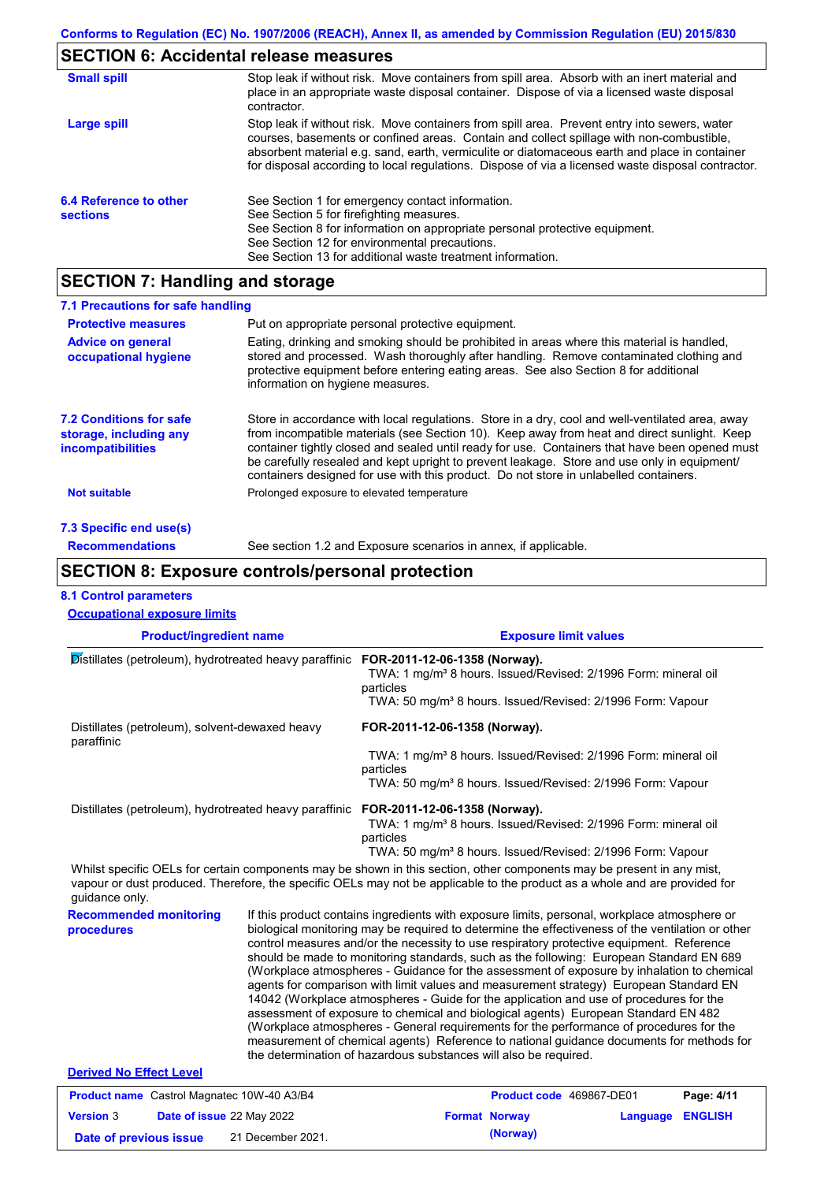## SECTION 6: Accidental release measures

**Small spill**

Stop leak if without risk. Move containers from spill area. Absorb with an inert material and place in an appropriate waste disposal container. Dispose of via a licensed waste disposal contractor.

**Large spill**

Stop leak if without risk. Move containers from spill area. Prevent entry into sewers, water courses, basements or confined areas. Contain and collect spillage with non-combustible, absorbent material e.g. sand, earth, vermiculite or diatomaceous earth and place in container for disposal according to local regulations. Dispose of via a licensed waste disposal contractor.

**6.4 Reference to other sections**

See Section 1 for emergency contact information.
See Section 5 for firefighting measures.
See Section 8 for information on appropriate personal protective equipment.
See Section 12 for environmental precautions.
See Section 13 for additional waste treatment information.

## SECTION 7: Handling and storage

### 7.1 Precautions for safe handling

**Protective measures**

Put on appropriate personal protective equipment.

**Advice on general occupational hygiene**

Eating, drinking and smoking should be prohibited in areas where this material is handled, stored and processed. Wash thoroughly after handling. Remove contaminated clothing and protective equipment before entering eating areas. See also Section 8 for additional information on hygiene measures.

**7.2 Conditions for safe storage, including any incompatibilities**

Store in accordance with local regulations. Store in a dry, cool and well-ventilated area, away from incompatible materials (see Section 10). Keep away from heat and direct sunlight. Keep container tightly closed and sealed until ready for use. Containers that have been opened must be carefully resealed and kept upright to prevent leakage. Store and use only in equipment/containers designed for use with this product. Do not store in unlabelled containers.

**Not suitable**

Prolonged exposure to elevated temperature

### 7.3 Specific end use(s)

**Recommendations**

See section 1.2 and Exposure scenarios in annex, if applicable.

## SECTION 8: Exposure controls/personal protection

### 8.1 Control parameters

**Occupational exposure limits**

| Product/ingredient name | Exposure limit values |
|---|---|
| Distillates (petroleum), hydrotreated heavy paraffinic | **FOR-2011-12-06-1358 (Norway).**<br>TWA: 1 mg/m³ 8 hours. Issued/Revised: 2/1996 Form: mineral oil particles<br>TWA: 50 mg/m³ 8 hours. Issued/Revised: 2/1996 Form: Vapour |
| Distillates (petroleum), solvent-dewaxed heavy paraffinic | **FOR-2011-12-06-1358 (Norway).**<br>TWA: 1 mg/m³ 8 hours. Issued/Revised: 2/1996 Form: mineral oil particles<br>TWA: 50 mg/m³ 8 hours. Issued/Revised: 2/1996 Form: Vapour |
| Distillates (petroleum), hydrotreated heavy paraffinic | **FOR-2011-12-06-1358 (Norway).**<br>TWA: 1 mg/m³ 8 hours. Issued/Revised: 2/1996 Form: mineral oil particles<br>TWA: 50 mg/m³ 8 hours. Issued/Revised: 2/1996 Form: Vapour |

Whilst specific OELs for certain components may be shown in this section, other components may be present in any mist, vapour or dust produced. Therefore, the specific OELs may not be applicable to the product as a whole and are provided for guidance only.

**Recommended monitoring procedures**

If this product contains ingredients with exposure limits, personal, workplace atmosphere or biological monitoring may be required to determine the effectiveness of the ventilation or other control measures and/or the necessity to use respiratory protective equipment. Reference should be made to monitoring standards, such as the following: European Standard EN 689 (Workplace atmospheres - Guidance for the assessment of exposure by inhalation to chemical agents for comparison with limit values and measurement strategy) European Standard EN 14042 (Workplace atmospheres - Guide for the application and use of procedures for the assessment of exposure to chemical and biological agents) European Standard EN 482 (Workplace atmospheres - General requirements for the performance of procedures for the measurement of chemical agents) Reference to national guidance documents for methods for the determination of hazardous substances will also be required.

**Derived No Effect Level**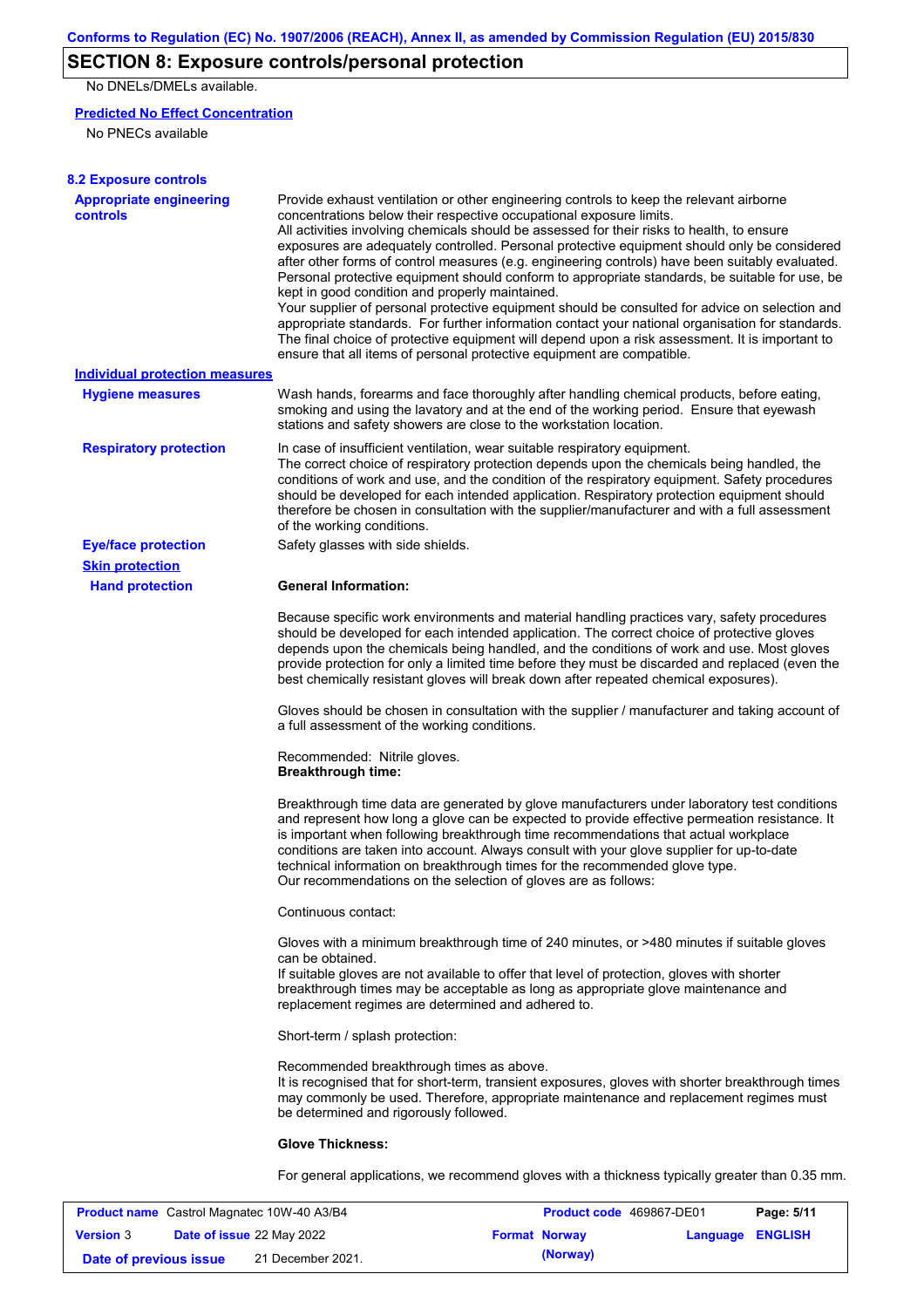## SECTION 8: Exposure controls/personal protection

No DNELs/DMELs available.

**Predicted No Effect Concentration**

No PNECs available

### 8.2 Exposure controls

**Appropriate engineering controls**

Provide exhaust ventilation or other engineering controls to keep the relevant airborne concentrations below their respective occupational exposure limits.
All activities involving chemicals should be assessed for their risks to health, to ensure exposures are adequately controlled. Personal protective equipment should only be considered after other forms of control measures (e.g. engineering controls) have been suitably evaluated. Personal protective equipment should conform to appropriate standards, be suitable for use, be kept in good condition and properly maintained.
Your supplier of personal protective equipment should be consulted for advice on selection and appropriate standards. For further information contact your national organisation for standards. The final choice of protective equipment will depend upon a risk assessment. It is important to ensure that all items of personal protective equipment are compatible.

**Individual protection measures**

**Hygiene measures**

Wash hands, forearms and face thoroughly after handling chemical products, before eating, smoking and using the lavatory and at the end of the working period. Ensure that eyewash stations and safety showers are close to the workstation location.

**Respiratory protection**

In case of insufficient ventilation, wear suitable respiratory equipment.
The correct choice of respiratory protection depends upon the chemicals being handled, the conditions of work and use, and the condition of the respiratory equipment. Safety procedures should be developed for each intended application. Respiratory protection equipment should therefore be chosen in consultation with the supplier/manufacturer and with a full assessment of the working conditions.

**Eye/face protection**

Safety glasses with side shields.

**Skin protection**

**Hand protection**

**General Information:**

Because specific work environments and material handling practices vary, safety procedures should be developed for each intended application. The correct choice of protective gloves depends upon the chemicals being handled, and the conditions of work and use. Most gloves provide protection for only a limited time before they must be discarded and replaced (even the best chemically resistant gloves will break down after repeated chemical exposures).

Gloves should be chosen in consultation with the supplier / manufacturer and taking account of a full assessment of the working conditions.

Recommended: Nitrile gloves.
**Breakthrough time:**

Breakthrough time data are generated by glove manufacturers under laboratory test conditions and represent how long a glove can be expected to provide effective permeation resistance. It is important when following breakthrough time recommendations that actual workplace conditions are taken into account. Always consult with your glove supplier for up-to-date technical information on breakthrough times for the recommended glove type.
Our recommendations on the selection of gloves are as follows:

Continuous contact:

Gloves with a minimum breakthrough time of 240 minutes, or >480 minutes if suitable gloves can be obtained.
If suitable gloves are not available to offer that level of protection, gloves with shorter breakthrough times may be acceptable as long as appropriate glove maintenance and replacement regimes are determined and adhered to.

Short-term / splash protection:

Recommended breakthrough times as above.
It is recognised that for short-term, transient exposures, gloves with shorter breakthrough times may commonly be used. Therefore, appropriate maintenance and replacement regimes must be determined and rigorously followed.

**Glove Thickness:**

For general applications, we recommend gloves with a thickness typically greater than 0.35 mm.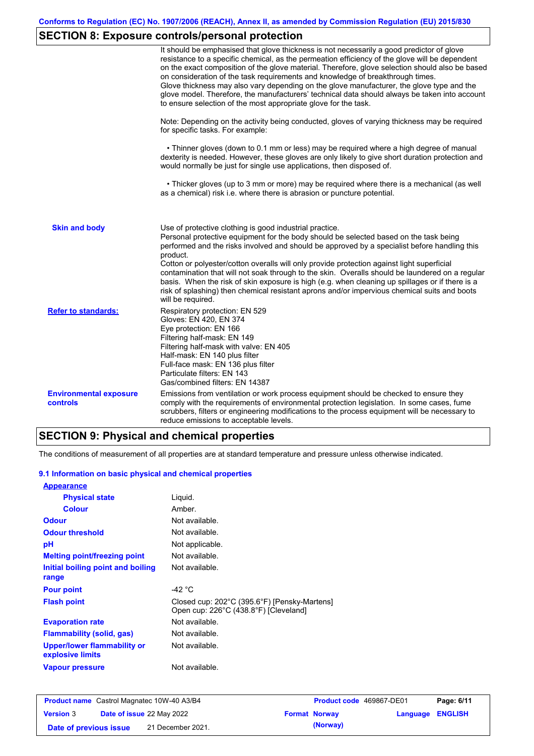## SECTION 8: Exposure controls/personal protection

It should be emphasised that glove thickness is not necessarily a good predictor of glove resistance to a specific chemical, as the permeation efficiency of the glove will be dependent on the exact composition of the glove material. Therefore, glove selection should also be based on consideration of the task requirements and knowledge of breakthrough times.
Glove thickness may also vary depending on the glove manufacturer, the glove type and the glove model. Therefore, the manufacturers' technical data should always be taken into account to ensure selection of the most appropriate glove for the task.

Note: Depending on the activity being conducted, gloves of varying thickness may be required for specific tasks. For example:

• Thinner gloves (down to 0.1 mm or less) may be required where a high degree of manual dexterity is needed. However, these gloves are only likely to give short duration protection and would normally be just for single use applications, then disposed of.

• Thicker gloves (up to 3 mm or more) may be required where there is a mechanical (as well as a chemical) risk i.e. where there is abrasion or puncture potential.

**Skin and body**

Use of protective clothing is good industrial practice.
Personal protective equipment for the body should be selected based on the task being performed and the risks involved and should be approved by a specialist before handling this product.
Cotton or polyester/cotton overalls will only provide protection against light superficial contamination that will not soak through to the skin. Overalls should be laundered on a regular basis. When the risk of skin exposure is high (e.g. when cleaning up spillages or if there is a risk of splashing) then chemical resistant aprons and/or impervious chemical suits and boots will be required.

**Refer to standards:**

Respiratory protection: EN 529
Gloves: EN 420, EN 374
Eye protection: EN 166
Filtering half-mask: EN 149
Filtering half-mask with valve: EN 405
Half-mask: EN 140 plus filter
Full-face mask: EN 136 plus filter
Particulate filters: EN 143
Gas/combined filters: EN 14387

**Environmental exposure controls**

Emissions from ventilation or work process equipment should be checked to ensure they comply with the requirements of environmental protection legislation. In some cases, fume scrubbers, filters or engineering modifications to the process equipment will be necessary to reduce emissions to acceptable levels.

## SECTION 9: Physical and chemical properties

The conditions of measurement of all properties are at standard temperature and pressure unless otherwise indicated.

### 9.1 Information on basic physical and chemical properties

| Property | Value |
|---|---|
| **Appearance** | |
| Physical state | Liquid. |
| Colour | Amber. |
| Odour | Not available. |
| Odour threshold | Not available. |
| pH | Not applicable. |
| Melting point/freezing point | Not available. |
| Initial boiling point and boiling range | Not available. |
| Pour point | -42 °C |
| Flash point | Closed cup: 202°C (395.6°F) [Pensky-Martens]<br>Open cup: 226°C (438.8°F) [Cleveland] |
| Evaporation rate | Not available. |
| Flammability (solid, gas) | Not available. |
| Upper/lower flammability or explosive limits | Not available. |
| Vapour pressure | Not available. |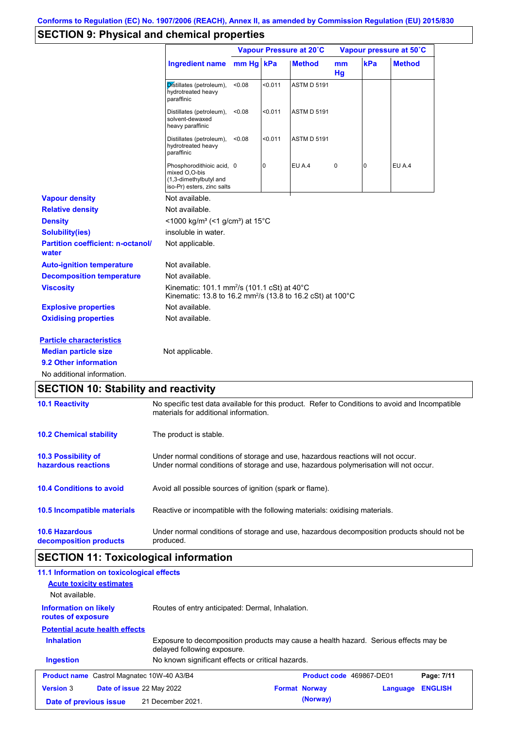Conforms to Regulation (EC) No. 1907/2006 (REACH), Annex II, as amended by Commission Regulation (EU) 2015/830

## SECTION 9: Physical and chemical properties

| | Vapour Pressure at 20˚C | | | Vapour pressure at 50˚C | | |
|---|---|---|---|---|---|---|
| Ingredient name | mm Hg | kPa | Method | mm Hg | kPa | Method |
| Distillates (petroleum), hydrotreated heavy paraffinic | <0.08 | <0.011 | ASTM D 5191 | | | |
| Distillates (petroleum), solvent-dewaxed heavy paraffinic | <0.08 | <0.011 | ASTM D 5191 | | | |
| Distillates (petroleum), hydrotreated heavy paraffinic | <0.08 | <0.011 | ASTM D 5191 | | | |
| Phosphorodithioic acid, mixed O,O-bis (1,3-dimethylbutyl and iso-Pr) esters, zinc salts | 0 | 0 | EU A.4 | 0 | 0 | EU A.4 |

**Vapour density** Not available.

**Relative density** Not available.

**Density** <1000 kg/m³ (<1 g/cm³) at 15°C

**Solubility(ies)** insoluble in water.

**Partition coefficient: n-octanol/water** Not applicable.

**Auto-ignition temperature** Not available.

**Decomposition temperature** Not available.

**Viscosity** Kinematic: 101.1 mm²/s (101.1 cSt) at 40°C
Kinematic: 13.8 to 16.2 mm²/s (13.8 to 16.2 cSt) at 100°C

**Explosive properties** Not available.

**Oxidising properties** Not available.

**Particle characteristics**

**Median particle size** Not applicable.

**9.2 Other information**

No additional information.

## SECTION 10: Stability and reactivity

**10.1 Reactivity** No specific test data available for this product. Refer to Conditions to avoid and Incompatible materials for additional information.

**10.2 Chemical stability** The product is stable.

**10.3 Possibility of hazardous reactions** Under normal conditions of storage and use, hazardous reactions will not occur.
Under normal conditions of storage and use, hazardous polymerisation will not occur.

**10.4 Conditions to avoid** Avoid all possible sources of ignition (spark or flame).

**10.5 Incompatible materials** Reactive or incompatible with the following materials: oxidising materials.

**10.6 Hazardous decomposition products** Under normal conditions of storage and use, hazardous decomposition products should not be produced.

## SECTION 11: Toxicological information

**11.1 Information on toxicological effects**

**Acute toxicity estimates**

Not available.

**Information on likely routes of exposure** Routes of entry anticipated: Dermal, Inhalation.

**Potential acute health effects**

**Inhalation** Exposure to decomposition products may cause a health hazard. Serious effects may be delayed following exposure.

**Ingestion** No known significant effects or critical hazards.

| Product name Castrol Magnatec 10W-40 A3/B4 | Product code 469867-DE01 | Page: 7/11 |
|---|---|---|
| Version 3 Date of issue 22 May 2022 | Format Norway (Norway) | Language ENGLISH |
| Date of previous issue 21 December 2021. | | |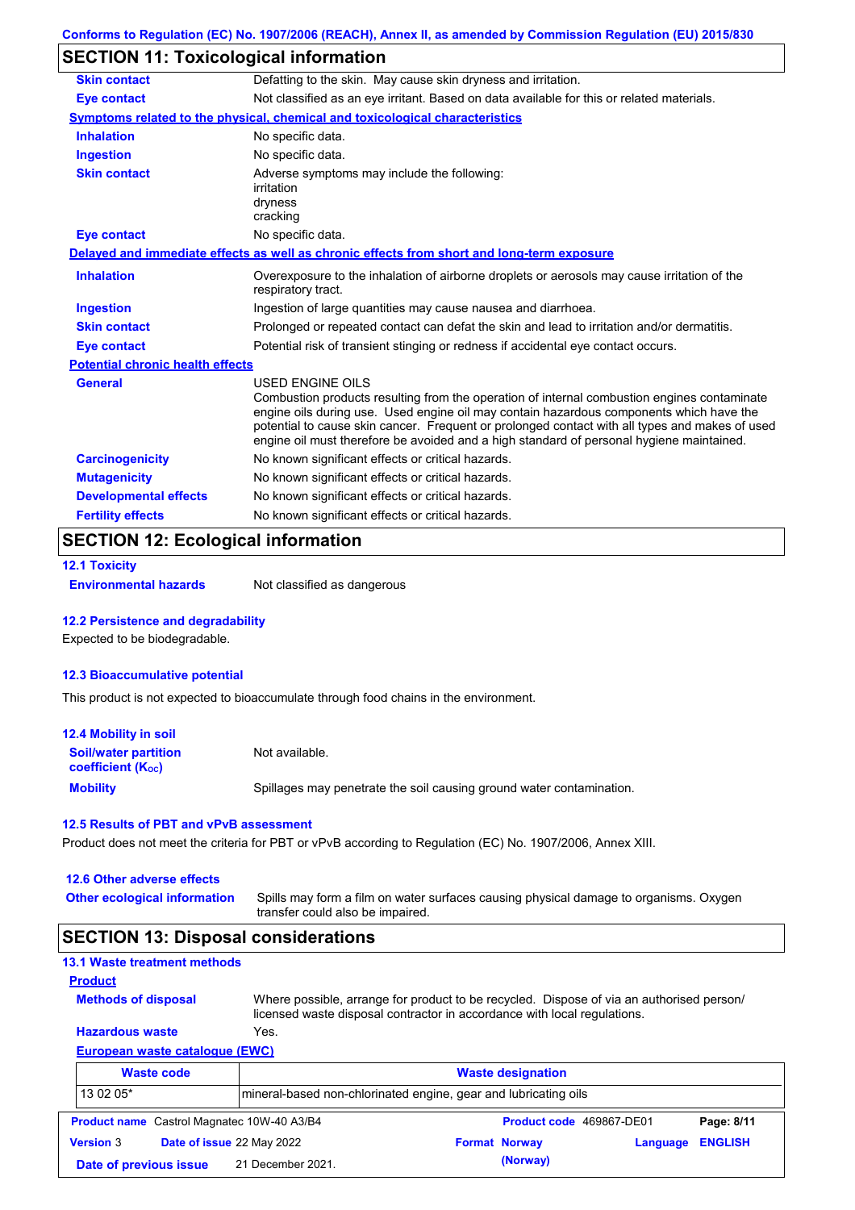Conforms to Regulation (EC) No. 1907/2006 (REACH), Annex II, as amended by Commission Regulation (EU) 2015/830

## SECTION 11: Toxicological information

**Skin contact** Defatting to the skin. May cause skin dryness and irritation.

**Eye contact** Not classified as an eye irritant. Based on data available for this or related materials.

**Symptoms related to the physical, chemical and toxicological characteristics**

**Inhalation** No specific data.

**Ingestion** No specific data.

**Skin contact** Adverse symptoms may include the following:
irritation
dryness
cracking

**Eye contact** No specific data.

**Delayed and immediate effects as well as chronic effects from short and long-term exposure**

**Inhalation** Overexposure to the inhalation of airborne droplets or aerosols may cause irritation of the respiratory tract.

**Ingestion** Ingestion of large quantities may cause nausea and diarrhoea.

**Skin contact** Prolonged or repeated contact can defat the skin and lead to irritation and/or dermatitis.

**Eye contact** Potential risk of transient stinging or redness if accidental eye contact occurs.

**Potential chronic health effects**

**General** USED ENGINE OILS
Combustion products resulting from the operation of internal combustion engines contaminate engine oils during use. Used engine oil may contain hazardous components which have the potential to cause skin cancer. Frequent or prolonged contact with all types and makes of used engine oil must therefore be avoided and a high standard of personal hygiene maintained.

**Carcinogenicity** No known significant effects or critical hazards.

**Mutagenicity** No known significant effects or critical hazards.

**Developmental effects** No known significant effects or critical hazards.

**Fertility effects** No known significant effects or critical hazards.

## SECTION 12: Ecological information

### 12.1 Toxicity

**Environmental hazards** Not classified as dangerous

### 12.2 Persistence and degradability

Expected to be biodegradable.

### 12.3 Bioaccumulative potential

This product is not expected to bioaccumulate through food chains in the environment.

### 12.4 Mobility in soil

**Soil/water partition coefficient ($K_{OC}$)** Not available.

**Mobility** Spillages may penetrate the soil causing ground water contamination.

### 12.5 Results of PBT and vPvB assessment

Product does not meet the criteria for PBT or vPvB according to Regulation (EC) No. 1907/2006, Annex XIII.

### 12.6 Other adverse effects

**Other ecological information** Spills may form a film on water surfaces causing physical damage to organisms. Oxygen transfer could also be impaired.

## SECTION 13: Disposal considerations

### 13.1 Waste treatment methods

**Product**

**Methods of disposal** Where possible, arrange for product to be recycled. Dispose of via an authorised person/ licensed waste disposal contractor in accordance with local regulations.

**Hazardous waste** Yes.

**European waste catalogue (EWC)**

| Waste code | Waste designation |
|---|---|
| 13 02 05* | mineral-based non-chlorinated engine, gear and lubricating oils |

| | | | |
|---|---|---|---|
| **Product name** Castrol Magnatec 10W-40 A3/B4 | | **Product code** 469867-DE01 | **Page: 8/11** |
| **Version** 3 | **Date of issue** 22 May 2022 | **Format** Norway (Norway) | **Language** ENGLISH |
| **Date of previous issue** | 21 December 2021. | | |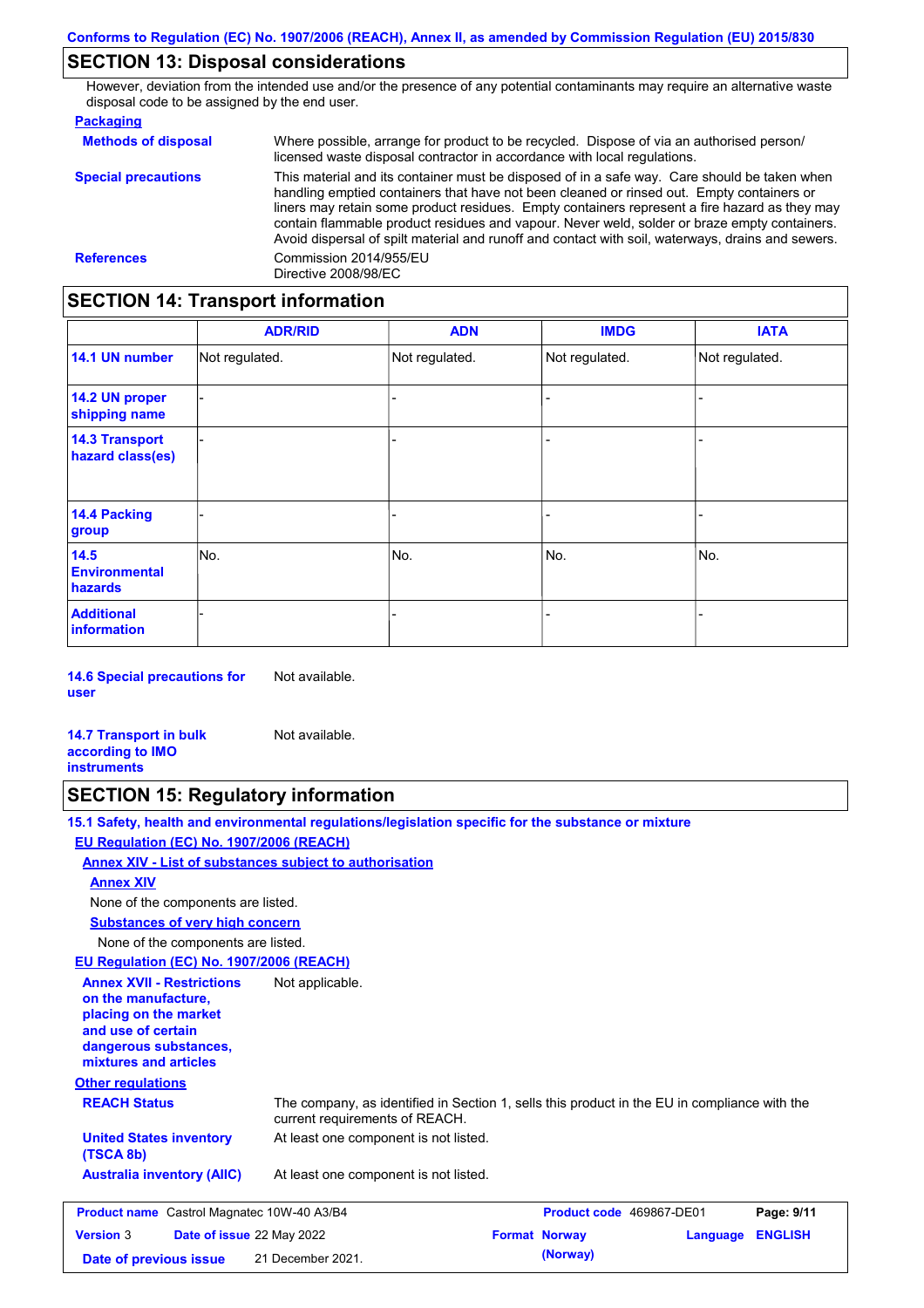## SECTION 13: Disposal considerations

However, deviation from the intended use and/or the presence of any potential contaminants may require an alternative waste disposal code to be assigned by the end user.

**Packaging**

**Methods of disposal**
Where possible, arrange for product to be recycled. Dispose of via an authorised person/ licensed waste disposal contractor in accordance with local regulations.

**Special precautions**
This material and its container must be disposed of in a safe way. Care should be taken when handling emptied containers that have not been cleaned or rinsed out. Empty containers or liners may retain some product residues. Empty containers represent a fire hazard as they may contain flammable product residues and vapour. Never weld, solder or braze empty containers. Avoid dispersal of spilt material and runoff and contact with soil, waterways, drains and sewers.

**References**
Commission 2014/955/EU
Directive 2008/98/EC

## SECTION 14: Transport information

| | ADR/RID | ADN | IMDG | IATA |
|---|---|---|---|---|
| **14.1 UN number** | Not regulated. | Not regulated. | Not regulated. | Not regulated. |
| **14.2 UN proper shipping name** | - | - | - | - |
| **14.3 Transport hazard class(es)** | - | - | - | - |
| **14.4 Packing group** | - | - | - | - |
| **14.5 Environmental hazards** | No. | No. | No. | No. |
| **Additional information** | - | - | - | - |

**14.6 Special precautions for user**
Not available.

**14.7 Transport in bulk according to IMO instruments**
Not available.

## SECTION 15: Regulatory information

**15.1 Safety, health and environmental regulations/legislation specific for the substance or mixture**

**EU Regulation (EC) No. 1907/2006 (REACH)**

**Annex XIV - List of substances subject to authorisation**

**Annex XIV**

None of the components are listed.

**Substances of very high concern**

None of the components are listed.

**EU Regulation (EC) No. 1907/2006 (REACH)**

**Annex XVII - Restrictions on the manufacture, placing on the market and use of certain dangerous substances, mixtures and articles**
Not applicable.

**Other regulations**

**REACH Status**
The company, as identified in Section 1, sells this product in the EU in compliance with the current requirements of REACH.

**United States inventory (TSCA 8b)**
At least one component is not listed.

**Australia inventory (AIIC)**
At least one component is not listed.

| Product name | Castrol Magnatec 10W-40 A3/B4 | Product code | 469867-DE01 | Page: 9/11 |
|---|---|---|---|---|
| Version 3 | Date of issue 22 May 2022 | Format Norway (Norway) | Language ENGLISH | |
| Date of previous issue | 21 December 2021. | | | |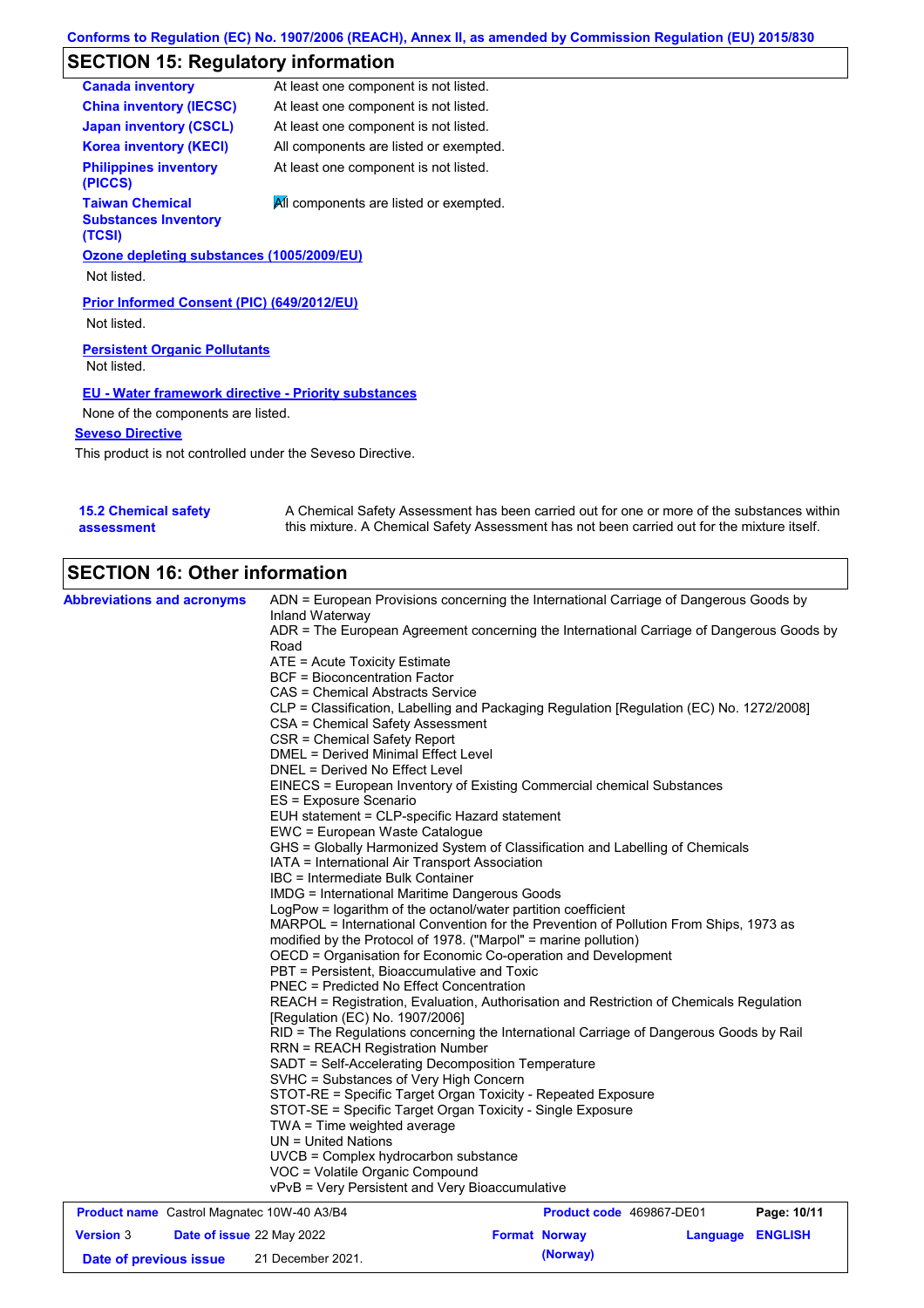## SECTION 15: Regulatory information

| | |
|---|---|
| **Canada inventory** | At least one component is not listed. |
| **China inventory (IECSC)** | At least one component is not listed. |
| **Japan inventory (CSCL)** | At least one component is not listed. |
| **Korea inventory (KECI)** | All components are listed or exempted. |
| **Philippines inventory (PICCS)** | At least one component is not listed. |
| **Taiwan Chemical Substances Inventory (TCSI)** | All components are listed or exempted. |

**Ozone depleting substances (1005/2009/EU)**

Not listed.

**Prior Informed Consent (PIC) (649/2012/EU)**

Not listed.

**Persistent Organic Pollutants**

Not listed.

**EU - Water framework directive - Priority substances**

None of the components are listed.

**Seveso Directive**

This product is not controlled under the Seveso Directive.

**15.2 Chemical safety assessment**

A Chemical Safety Assessment has been carried out for one or more of the substances within this mixture. A Chemical Safety Assessment has not been carried out for the mixture itself.

## SECTION 16: Other information

**Abbreviations and acronyms**

ADN = European Provisions concerning the International Carriage of Dangerous Goods by Inland Waterway
ADR = The European Agreement concerning the International Carriage of Dangerous Goods by Road
ATE = Acute Toxicity Estimate
BCF = Bioconcentration Factor
CAS = Chemical Abstracts Service
CLP = Classification, Labelling and Packaging Regulation [Regulation (EC) No. 1272/2008]
CSA = Chemical Safety Assessment
CSR = Chemical Safety Report
DMEL = Derived Minimal Effect Level
DNEL = Derived No Effect Level
EINECS = European Inventory of Existing Commercial chemical Substances
ES = Exposure Scenario
EUH statement = CLP-specific Hazard statement
EWC = European Waste Catalogue
GHS = Globally Harmonized System of Classification and Labelling of Chemicals
IATA = International Air Transport Association
IBC = Intermediate Bulk Container
IMDG = International Maritime Dangerous Goods
LogPow = logarithm of the octanol/water partition coefficient
MARPOL = International Convention for the Prevention of Pollution From Ships, 1973 as modified by the Protocol of 1978. ("Marpol" = marine pollution)
OECD = Organisation for Economic Co-operation and Development
PBT = Persistent, Bioaccumulative and Toxic
PNEC = Predicted No Effect Concentration
REACH = Registration, Evaluation, Authorisation and Restriction of Chemicals Regulation [Regulation (EC) No. 1907/2006]
RID = The Regulations concerning the International Carriage of Dangerous Goods by Rail
RRN = REACH Registration Number
SADT = Self-Accelerating Decomposition Temperature
SVHC = Substances of Very High Concern
STOT-RE = Specific Target Organ Toxicity - Repeated Exposure
STOT-SE = Specific Target Organ Toxicity - Single Exposure
TWA = Time weighted average
UN = United Nations
UVCB = Complex hydrocarbon substance
VOC = Volatile Organic Compound
vPvB = Very Persistent and Very Bioaccumulative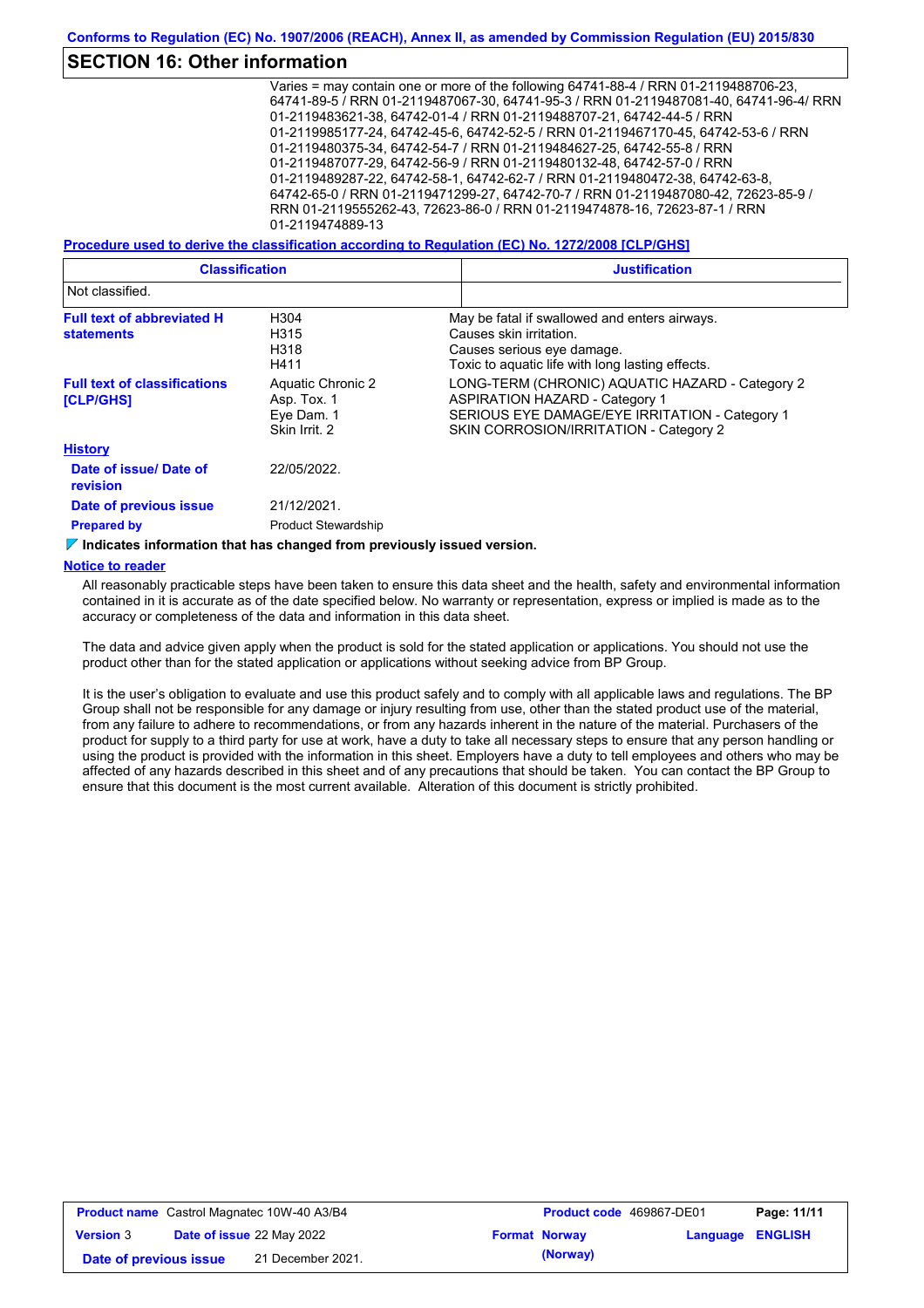## SECTION 16: Other information

Varies = may contain one or more of the following 64741-88-4 / RRN 01-2119488706-23, 64741-89-5 / RRN 01-2119487067-30, 64741-95-3 / RRN 01-2119487081-40, 64741-96-4/ RRN 01-2119483621-38, 64742-01-4 / RRN 01-2119488707-21, 64742-44-5 / RRN 01-2119985177-24, 64742-45-6, 64742-52-5 / RRN 01-2119467170-45, 64742-53-6 / RRN 01-2119480375-34, 64742-54-7 / RRN 01-2119484627-25, 64742-55-8 / RRN 01-2119487077-29, 64742-56-9 / RRN 01-2119480132-48, 64742-57-0 / RRN 01-2119489287-22, 64742-58-1, 64742-62-7 / RRN 01-2119480472-38, 64742-63-8, 64742-65-0 / RRN 01-2119471299-27, 64742-70-7 / RRN 01-2119487080-42, 72623-85-9 / RRN 01-2119555262-43, 72623-86-0 / RRN 01-2119474878-16, 72623-87-1 / RRN 01-2119474889-13

**Procedure used to derive the classification according to Regulation (EC) No. 1272/2008 [CLP/GHS]**

| Classification | Justification |
|---|---|
| Not classified. | |

**Full text of abbreviated H statements**

| | | |
|---|---|---|
| H304 | May be fatal if swallowed and enters airways. |
| H315 | Causes skin irritation. |
| H318 | Causes serious eye damage. |
| H411 | Toxic to aquatic life with long lasting effects. |

**Full text of classifications [CLP/GHS]**

| | |
|---|---|
| Aquatic Chronic 2 | LONG-TERM (CHRONIC) AQUATIC HAZARD - Category 2 |
| Asp. Tox. 1 | ASPIRATION HAZARD - Category 1 |
| Eye Dam. 1 | SERIOUS EYE DAMAGE/EYE IRRITATION - Category 1 |
| Skin Irrit. 2 | SKIN CORROSION/IRRITATION - Category 2 |

**History**

**Date of issue/ Date of revision** 22/05/2022.

**Date of previous issue** 21/12/2021.

**Prepared by** Product Stewardship

**Indicates information that has changed from previously issued version.**

**Notice to reader**

All reasonably practicable steps have been taken to ensure this data sheet and the health, safety and environmental information contained in it is accurate as of the date specified below. No warranty or representation, express or implied is made as to the accuracy or completeness of the data and information in this data sheet.

The data and advice given apply when the product is sold for the stated application or applications. You should not use the product other than for the stated application or applications without seeking advice from BP Group.

It is the user's obligation to evaluate and use this product safely and to comply with all applicable laws and regulations. The BP Group shall not be responsible for any damage or injury resulting from use, other than the stated product use of the material, from any failure to adhere to recommendations, or from any hazards inherent in the nature of the material. Purchasers of the product for supply to a third party for use at work, have a duty to take all necessary steps to ensure that any person handling or using the product is provided with the information in this sheet. Employers have a duty to tell employees and others who may be affected of any hazards described in this sheet and of any precautions that should be taken. You can contact the BP Group to ensure that this document is the most current available. Alteration of this document is strictly prohibited.